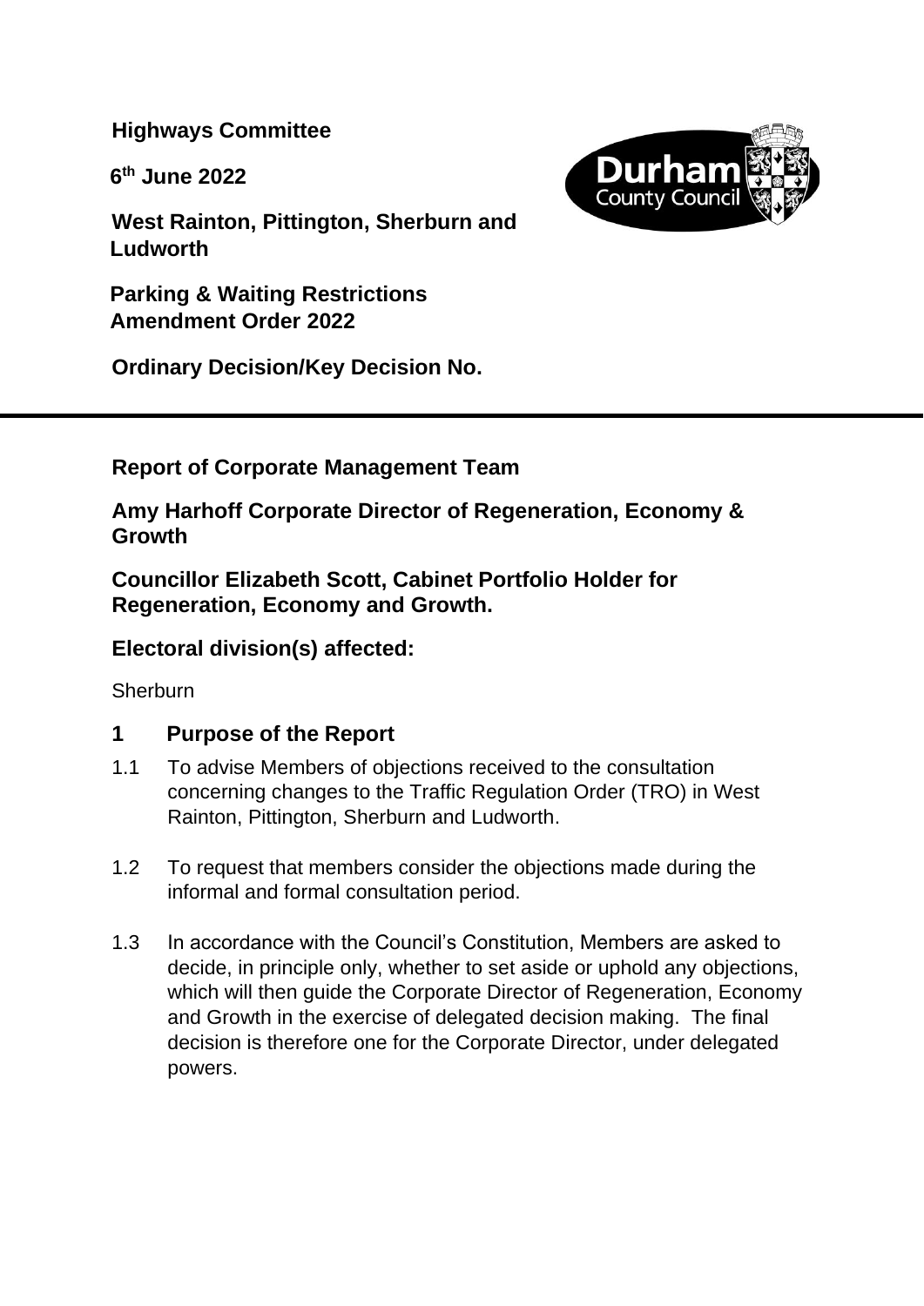**Highways Committee**

**6th June 2022**

**West Rainton, Pittington, Sherburn and Ludworth**

**Parking & Waiting Restrictions Amendment Order 2022**

**Ordinary Decision/Key Decision No.**

---

**Report of Corporate Management Team**

**Amy Harhoff Corporate Director of Regeneration, Economy & Growth**

**Councillor Elizabeth Scott, Cabinet Portfolio Holder for Regeneration, Economy and Growth.**

## Electoral division(s) affected:

Sherburn

## 1 Purpose of the Report

1.1 To advise Members of objections received to the consultation concerning changes to the Traffic Regulation Order (TRO) in West Rainton, Pittington, Sherburn and Ludworth.

1.2 To request that members consider the objections made during the informal and formal consultation period.

1.3 In accordance with the Council's Constitution, Members are asked to decide, in principle only, whether to set aside or uphold any objections, which will then guide the Corporate Director of Regeneration, Economy and Growth in the exercise of delegated decision making. The final decision is therefore one for the Corporate Director, under delegated powers.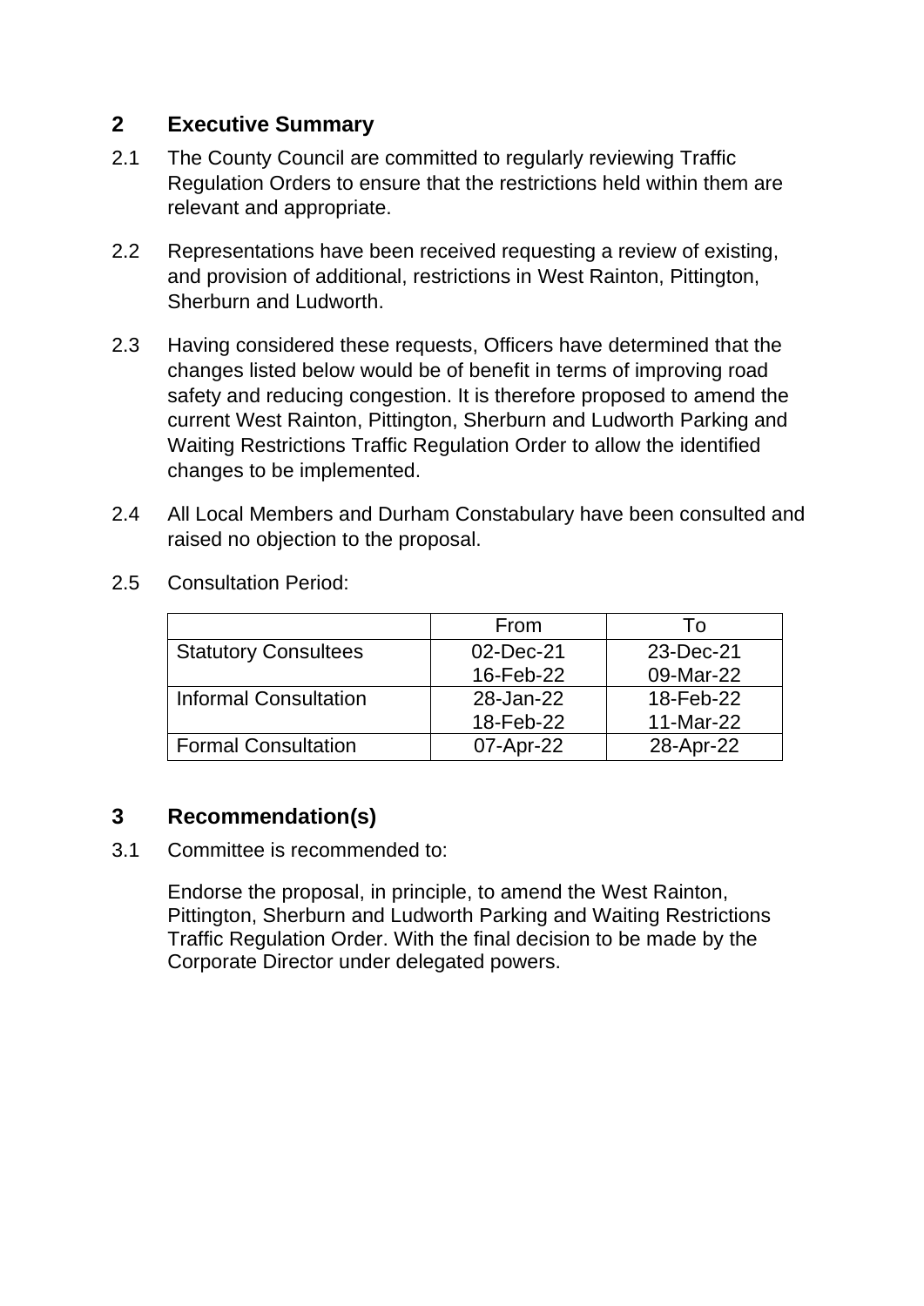## 2 Executive Summary

2.1 The County Council are committed to regularly reviewing Traffic Regulation Orders to ensure that the restrictions held within them are relevant and appropriate.

2.2 Representations have been received requesting a review of existing, and provision of additional, restrictions in West Rainton, Pittington, Sherburn and Ludworth.

2.3 Having considered these requests, Officers have determined that the changes listed below would be of benefit in terms of improving road safety and reducing congestion. It is therefore proposed to amend the current West Rainton, Pittington, Sherburn and Ludworth Parking and Waiting Restrictions Traffic Regulation Order to allow the identified changes to be implemented.

2.4 All Local Members and Durham Constabulary have been consulted and raised no objection to the proposal.

2.5 Consultation Period:

| | From | To |
|---|---|---|
| Statutory Consultees | 02-Dec-21<br>16-Feb-22 | 23-Dec-21<br>09-Mar-22 |
| Informal Consultation | 28-Jan-22<br>18-Feb-22 | 18-Feb-22<br>11-Mar-22 |
| Formal Consultation | 07-Apr-22 | 28-Apr-22 |

## 3 Recommendation(s)

3.1 Committee is recommended to:

Endorse the proposal, in principle, to amend the West Rainton, Pittington, Sherburn and Ludworth Parking and Waiting Restrictions Traffic Regulation Order. With the final decision to be made by the Corporate Director under delegated powers.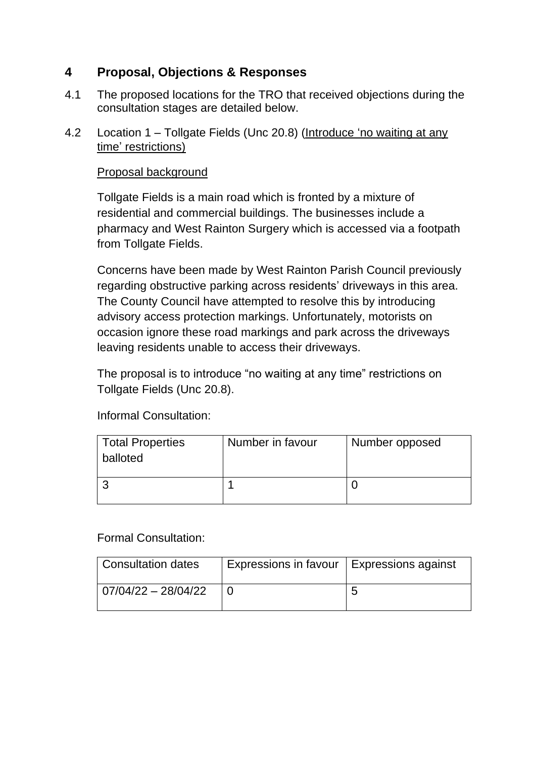## 4 Proposal, Objections & Responses

4.1 The proposed locations for the TRO that received objections during the consultation stages are detailed below.

4.2 Location 1 – Tollgate Fields (Unc 20.8) (Introduce 'no waiting at any time' restrictions)

Proposal background

Tollgate Fields is a main road which is fronted by a mixture of residential and commercial buildings. The businesses include a pharmacy and West Rainton Surgery which is accessed via a footpath from Tollgate Fields.

Concerns have been made by West Rainton Parish Council previously regarding obstructive parking across residents' driveways in this area. The County Council have attempted to resolve this by introducing advisory access protection markings. Unfortunately, motorists on occasion ignore these road markings and park across the driveways leaving residents unable to access their driveways.

The proposal is to introduce "no waiting at any time" restrictions on Tollgate Fields (Unc 20.8).

Informal Consultation:

| Total Properties balloted | Number in favour | Number opposed |
| --- | --- | --- |
| 3 | 1 | 0 |

Formal Consultation:

| Consultation dates | Expressions in favour | Expressions against |
| --- | --- | --- |
| 07/04/22 – 28/04/22 | 0 | 5 |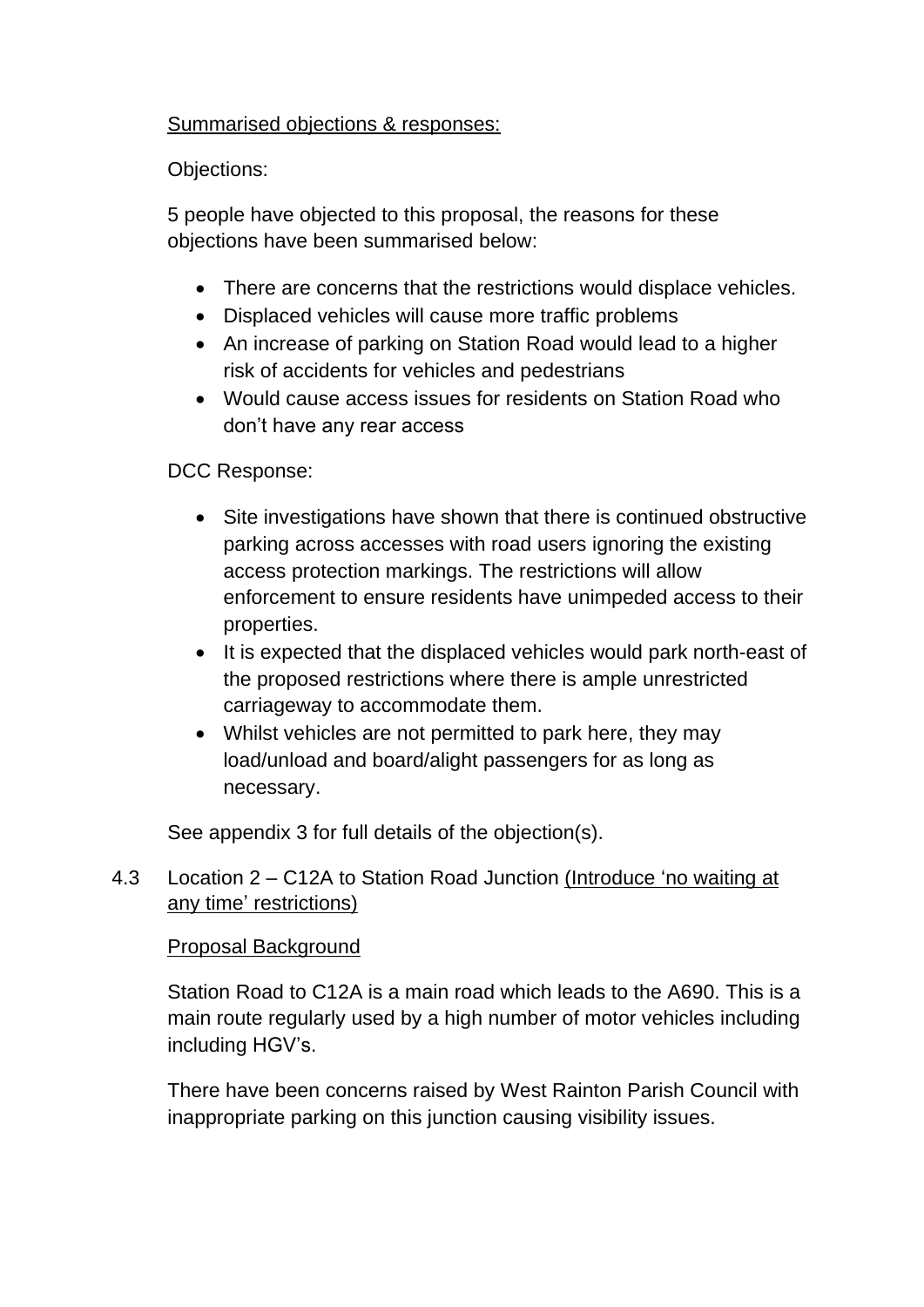Summarised objections & responses:

Objections:

5 people have objected to this proposal, the reasons for these objections have been summarised below:

- There are concerns that the restrictions would displace vehicles.
- Displaced vehicles will cause more traffic problems
- An increase of parking on Station Road would lead to a higher risk of accidents for vehicles and pedestrians
- Would cause access issues for residents on Station Road who don't have any rear access

DCC Response:

- Site investigations have shown that there is continued obstructive parking across accesses with road users ignoring the existing access protection markings. The restrictions will allow enforcement to ensure residents have unimpeded access to their properties.
- It is expected that the displaced vehicles would park north-east of the proposed restrictions where there is ample unrestricted carriageway to accommodate them.
- Whilst vehicles are not permitted to park here, they may load/unload and board/alight passengers for as long as necessary.

See appendix 3 for full details of the objection(s).

4.3 Location 2 – C12A to Station Road Junction (Introduce 'no waiting at any time' restrictions)

Proposal Background

Station Road to C12A is a main road which leads to the A690. This is a main route regularly used by a high number of motor vehicles including including HGV's.

There have been concerns raised by West Rainton Parish Council with inappropriate parking on this junction causing visibility issues.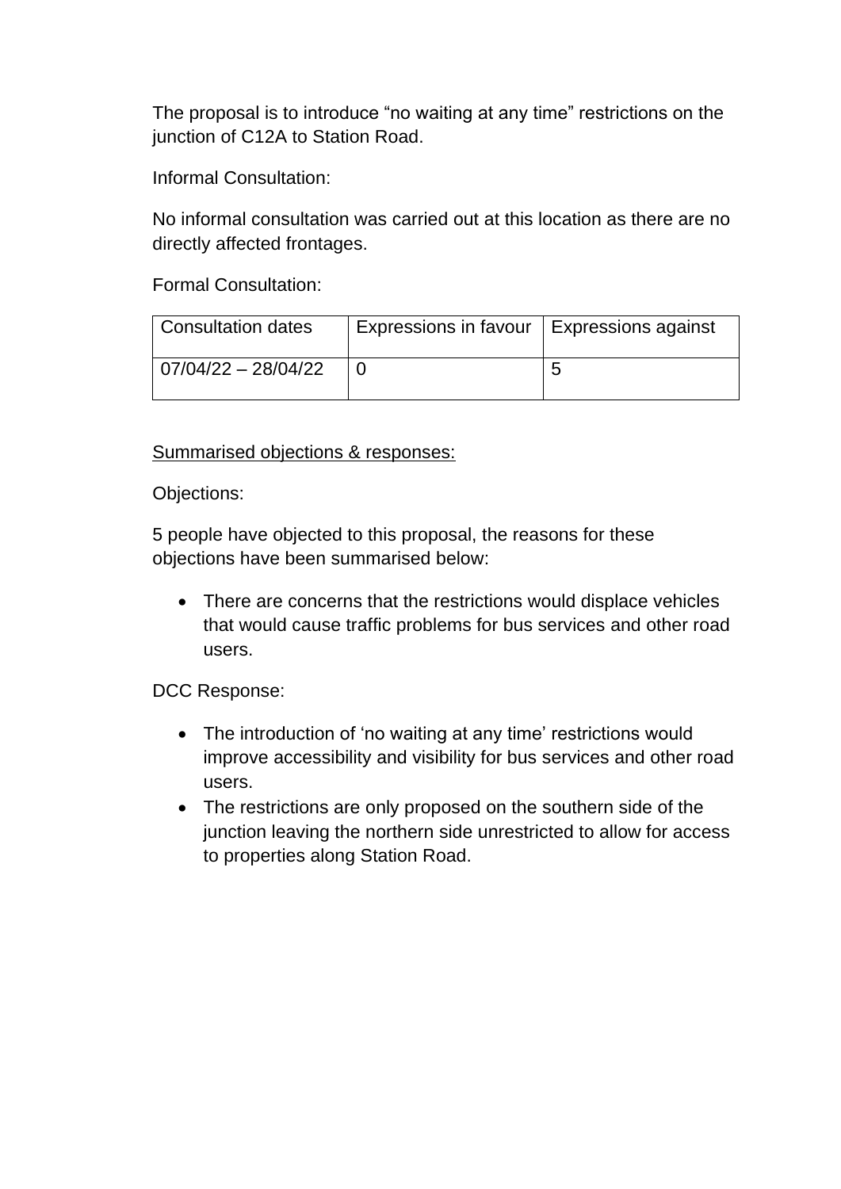The proposal is to introduce “no waiting at any time” restrictions on the junction of C12A to Station Road.

Informal Consultation:

No informal consultation was carried out at this location as there are no directly affected frontages.

Formal Consultation:

| Consultation dates | Expressions in favour | Expressions against |
| --- | --- | --- |
| 07/04/22 – 28/04/22 | 0 | 5 |

Summarised objections & responses:

Objections:

5 people have objected to this proposal, the reasons for these objections have been summarised below:

- There are concerns that the restrictions would displace vehicles that would cause traffic problems for bus services and other road users.

DCC Response:

- The introduction of ‘no waiting at any time’ restrictions would improve accessibility and visibility for bus services and other road users.
- The restrictions are only proposed on the southern side of the junction leaving the northern side unrestricted to allow for access to properties along Station Road.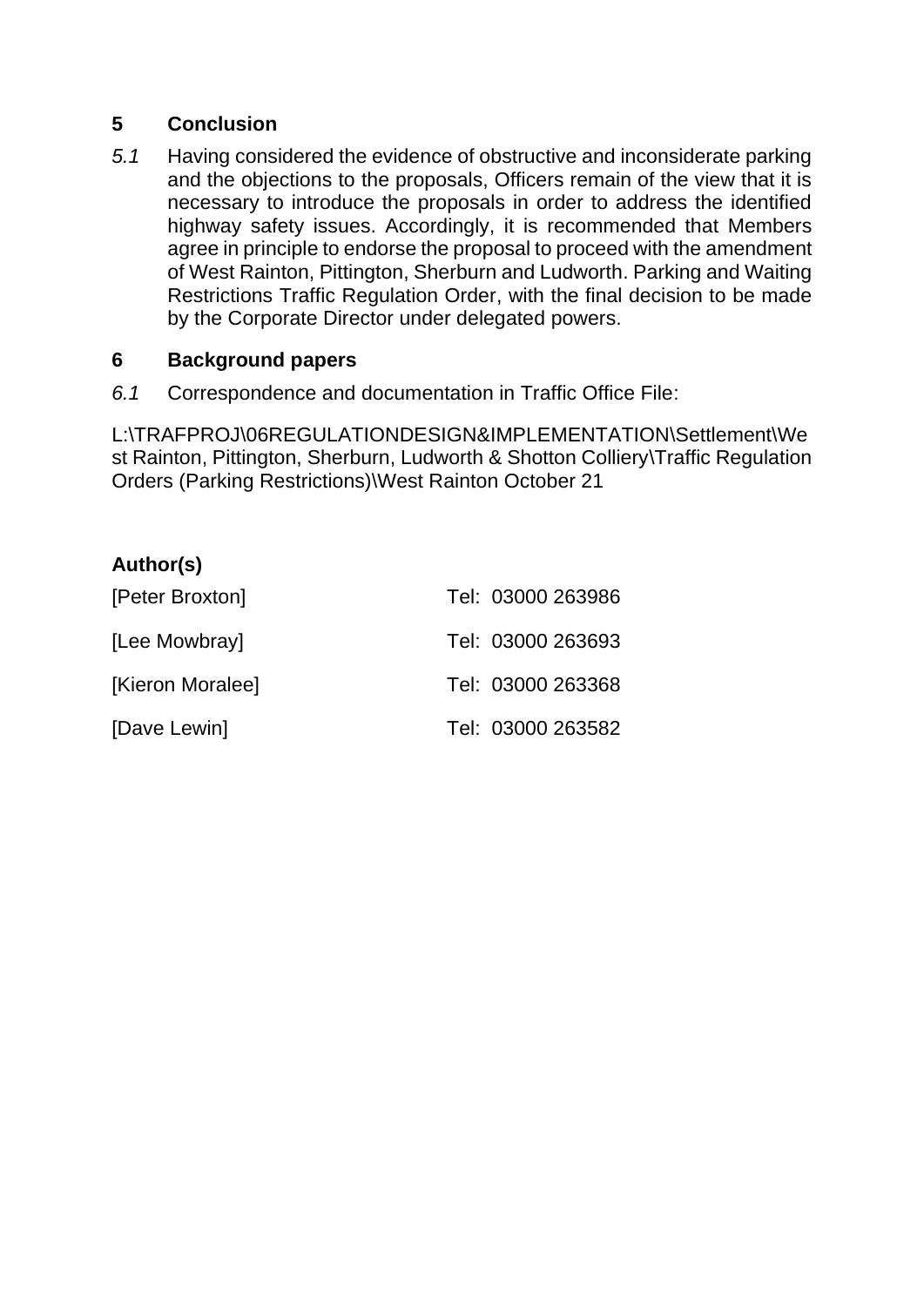## 5 Conclusion

*5.1* Having considered the evidence of obstructive and inconsiderate parking and the objections to the proposals, Officers remain of the view that it is necessary to introduce the proposals in order to address the identified highway safety issues. Accordingly, it is recommended that Members agree in principle to endorse the proposal to proceed with the amendment of West Rainton, Pittington, Sherburn and Ludworth. Parking and Waiting Restrictions Traffic Regulation Order, with the final decision to be made by the Corporate Director under delegated powers.

## 6 Background papers

*6.1* Correspondence and documentation in Traffic Office File:

L:\TRAFPROJ\06REGULATIONDESIGN&IMPLEMENTATION\Settlement\West Rainton, Pittington, Sherburn, Ludworth & Shotton Colliery\Traffic Regulation Orders (Parking Restrictions)\West Rainton October 21

**Author(s)**

| | |
|---|---|
| [Peter Broxton] | Tel: 03000 263986 |
| [Lee Mowbray] | Tel: 03000 263693 |
| [Kieron Moralee] | Tel: 03000 263368 |
| [Dave Lewin] | Tel: 03000 263582 |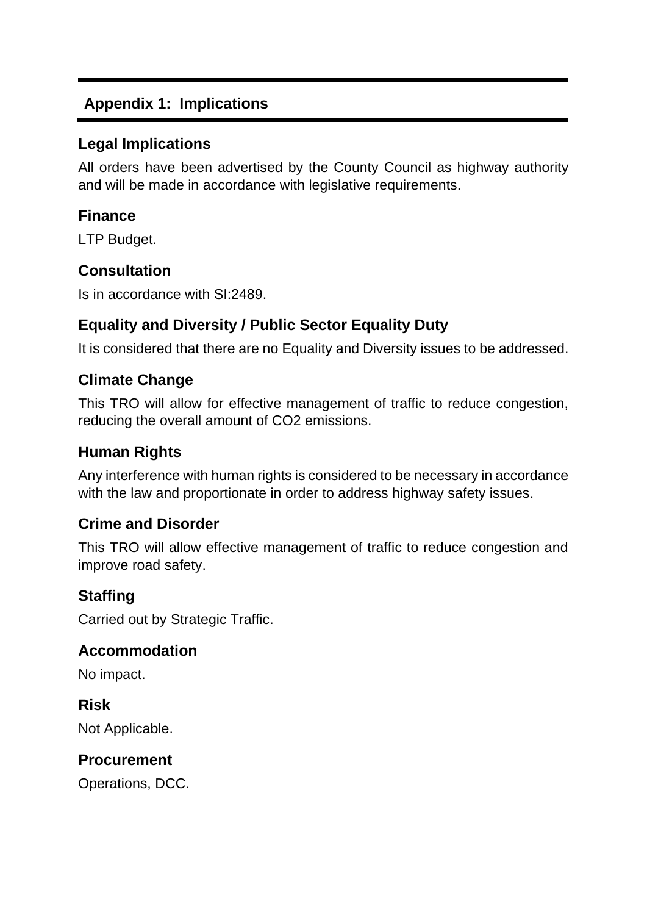## Appendix 1: Implications

### Legal Implications

All orders have been advertised by the County Council as highway authority and will be made in accordance with legislative requirements.

### Finance

LTP Budget.

### Consultation

Is in accordance with SI:2489.

### Equality and Diversity / Public Sector Equality Duty

It is considered that there are no Equality and Diversity issues to be addressed.

### Climate Change

This TRO will allow for effective management of traffic to reduce congestion, reducing the overall amount of $CO_2$ emissions.

### Human Rights

Any interference with human rights is considered to be necessary in accordance with the law and proportionate in order to address highway safety issues.

### Crime and Disorder

This TRO will allow effective management of traffic to reduce congestion and improve road safety.

### Staffing

Carried out by Strategic Traffic.

### Accommodation

No impact.

### Risk

Not Applicable.

### Procurement

Operations, DCC.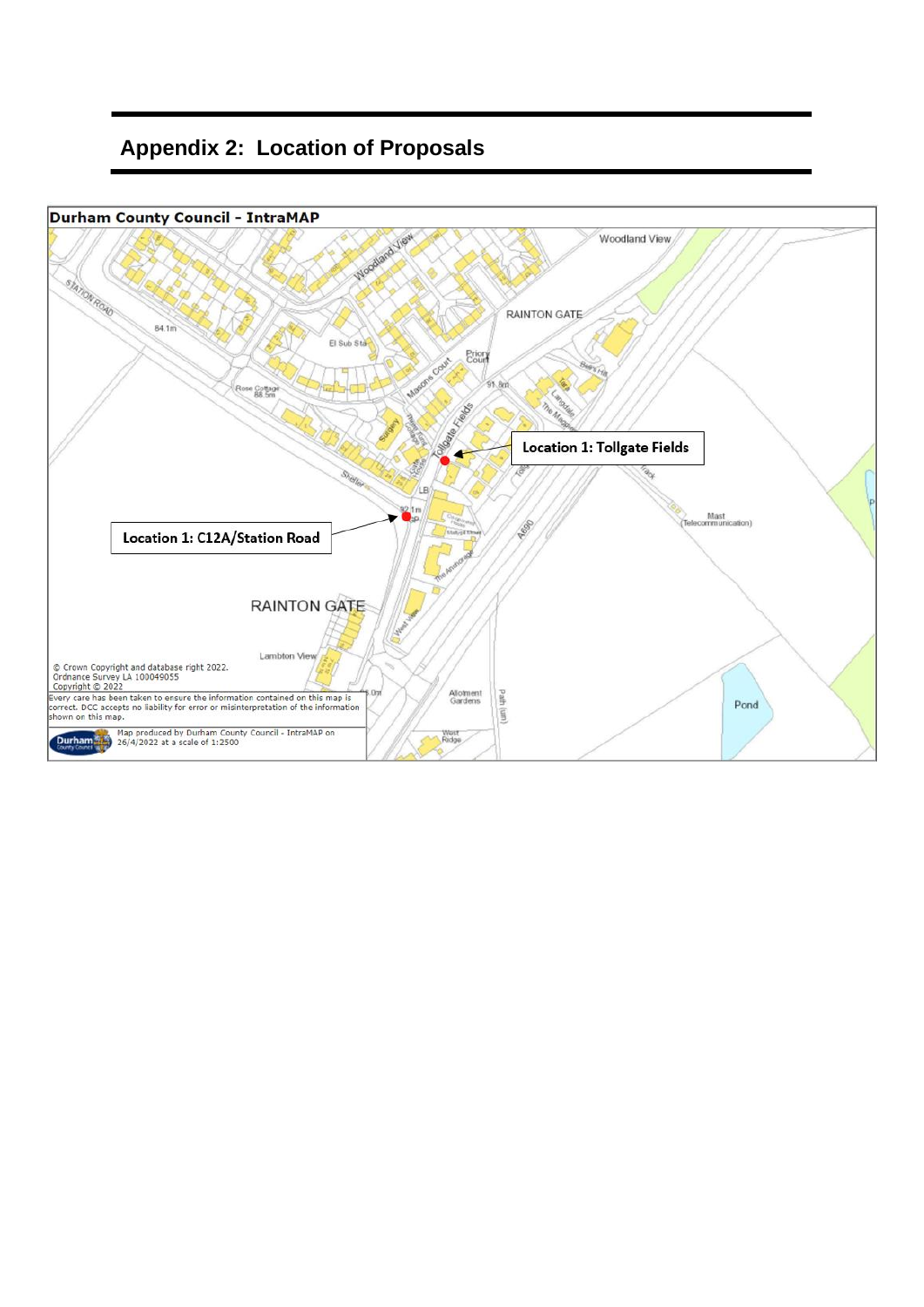## Appendix 2: Location of Proposals

**Durham County Council - IntraMAP**

Location 1: Tollgate Fields

Location 1: C12A/Station Road

© Crown Copyright and database right 2022.
Ordnance Survey LA 100049055
Copyright © 2022

Every care has been taken to ensure the information contained on this map is correct. DCC accepts no liability for error or misinterpretation of the information shown on this map.

Map produced by Durham County Council - IntraMAP on 26/4/2022 at a scale of 1:2500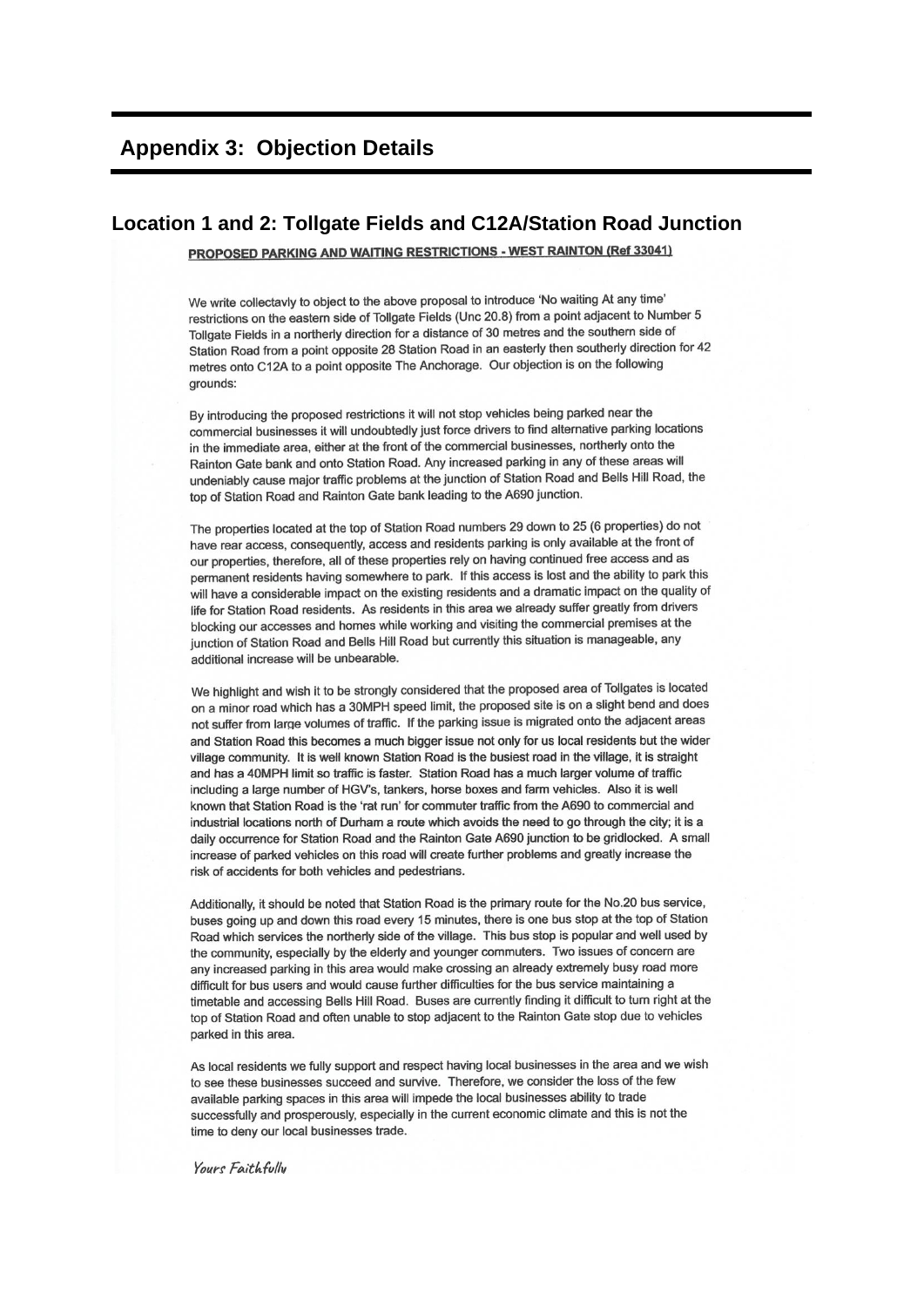## Appendix 3: Objection Details

### Location 1 and 2: Tollgate Fields and C12A/Station Road Junction

**PROPOSED PARKING AND WAITING RESTRICTIONS - WEST RAINTON (Ref 33041)**

We write collectavly to object to the above proposal to introduce 'No waiting At any time' restrictions on the eastern side of Tollgate Fields (Unc 20.8) from a point adjacent to Number 5 Tollgate Fields in a northerly direction for a distance of 30 metres and the southern side of Station Road from a point opposite 28 Station Road in an easterly then southerly direction for 42 metres onto C12A to a point opposite The Anchorage. Our objection is on the following grounds:

By introducing the proposed restrictions it will not stop vehicles being parked near the commercial businesses it will undoubtedly just force drivers to find alternative parking locations in the immediate area, either at the front of the commercial businesses, northerly onto the Rainton Gate bank and onto Station Road. Any increased parking in any of these areas will undeniably cause major traffic problems at the junction of Station Road and Bells Hill Road, the top of Station Road and Rainton Gate bank leading to the A690 junction.

The properties located at the top of Station Road numbers 29 down to 25 (6 properties) do not have rear access, consequently, access and residents parking is only available at the front of our properties, therefore, all of these properties rely on having continued free access and as permanent residents having somewhere to park. If this access is lost and the ability to park this will have a considerable impact on the existing residents and a dramatic impact on the quality of life for Station Road residents. As residents in this area we already suffer greatly from drivers blocking our accesses and homes while working and visiting the commercial premises at the junction of Station Road and Bells Hill Road but currently this situation is manageable, any additional increase will be unbearable.

We highlight and wish it to be strongly considered that the proposed area of Tollgates is located on a minor road which has a 30MPH speed limit, the proposed site is on a slight bend and does not suffer from large volumes of traffic. If the parking issue is migrated onto the adjacent areas and Station Road this becomes a much bigger issue not only for us local residents but the wider village community. It is well known Station Road is the busiest road in the village, it is straight and has a 40MPH limit so traffic is faster. Station Road has a much larger volume of traffic including a large number of HGV's, tankers, horse boxes and farm vehicles. Also it is well known that Station Road is the 'rat run' for commuter traffic from the A690 to commercial and industrial locations north of Durham a route which avoids the need to go through the city; it is a daily occurrence for Station Road and the Rainton Gate A690 junction to be gridlocked. A small increase of parked vehicles on this road will create further problems and greatly increase the risk of accidents for both vehicles and pedestrians.

Additionally, it should be noted that Station Road is the primary route for the No.20 bus service, buses going up and down this road every 15 minutes, there is one bus stop at the top of Station Road which services the northerly side of the village. This bus stop is popular and well used by the community, especially by the elderly and younger commuters. Two issues of concern are any increased parking in this area would make crossing an already extremely busy road more difficult for bus users and would cause further difficulties for the bus service maintaining a timetable and accessing Bells Hill Road. Buses are currently finding it difficult to turn right at the top of Station Road and often unable to stop adjacent to the Rainton Gate stop due to vehicles parked in this area.

As local residents we fully support and respect having local businesses in the area and we wish to see these businesses succeed and survive. Therefore, we consider the loss of the few available parking spaces in this area will impede the local businesses ability to trade successfully and prosperously, especially in the current economic climate and this is not the time to deny our local businesses trade.

*Yours Faithfully*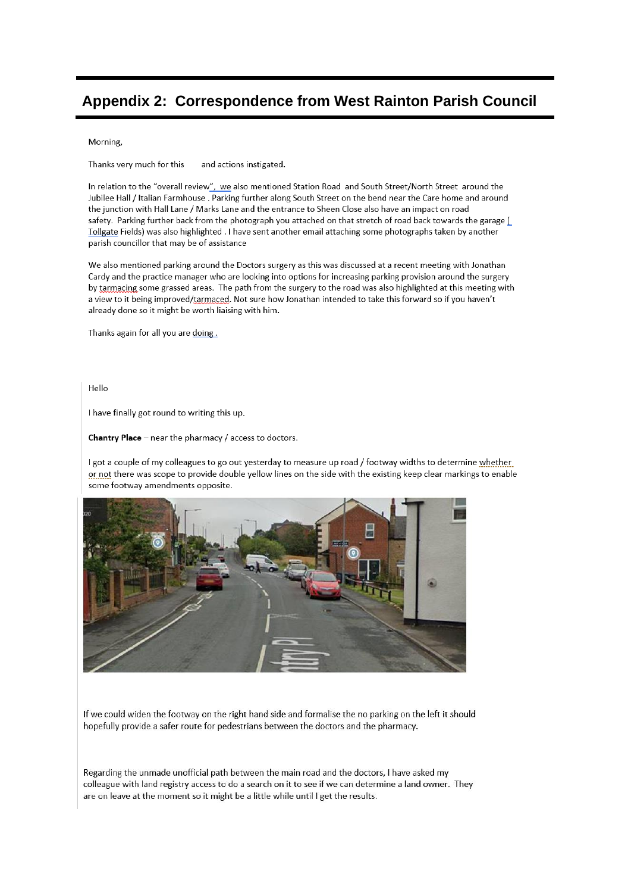# Appendix 2: Correspondence from West Rainton Parish Council

Morning,

Thanks very much for this and actions instigated.

In relation to the "overall review", we also mentioned Station Road and South Street/North Street around the Jubilee Hall / Italian Farmhouse . Parking further along South Street on the bend near the Care home and around the junction with Hall Lane / Marks Lane and the entrance to Sheen Close also have an impact on road safety. Parking further back from the photograph you attached on that stretch of road back towards the garage ( Tollgate Fields) was also highlighted . I have sent another email attaching some photographs taken by another parish councillor that may be of assistance

We also mentioned parking around the Doctors surgery as this was discussed at a recent meeting with Jonathan Cardy and the practice manager who are looking into options for increasing parking provision around the surgery by tarmacing some grassed areas. The path from the surgery to the road was also highlighted at this meeting with a view to it being improved/tarmaced. Not sure how Jonathan intended to take this forward so if you haven't already done so it might be worth liaising with him.

Thanks again for all you are doing .

Hello

I have finally got round to writing this up.

**Chantry Place** – near the pharmacy / access to doctors.

I got a couple of my colleagues to go out yesterday to measure up road / footway widths to determine whether or not there was scope to provide double yellow lines on the side with the existing keep clear markings to enable some footway amendments opposite.

If we could widen the footway on the right hand side and formalise the no parking on the left it should hopefully provide a safer route for pedestrians between the doctors and the pharmacy.

Regarding the unmade unofficial path between the main road and the doctors, I have asked my colleague with land registry access to do a search on it to see if we can determine a land owner. They are on leave at the moment so it might be a little while until I get the results.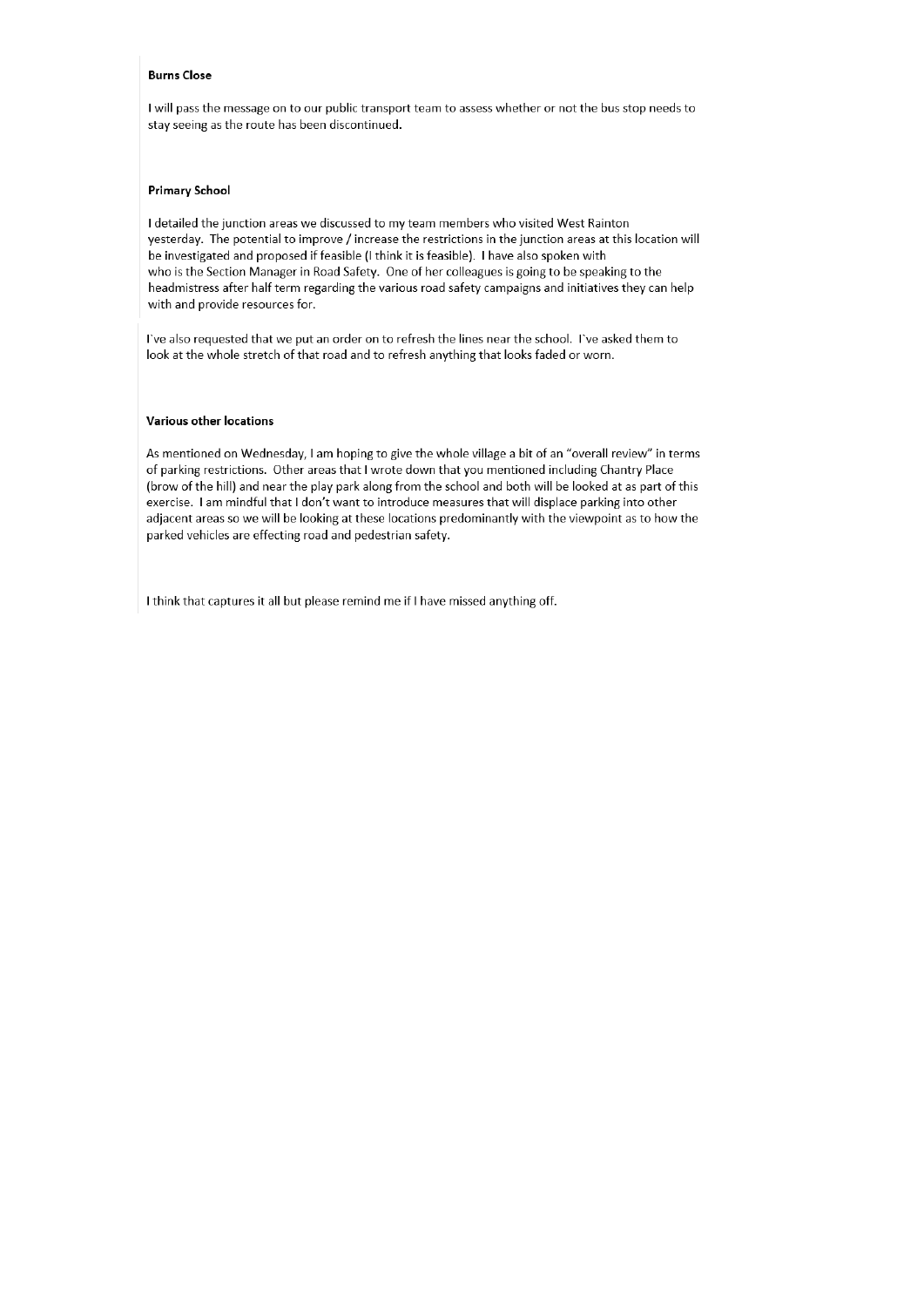**Burns Close**

I will pass the message on to our public transport team to assess whether or not the bus stop needs to stay seeing as the route has been discontinued.

**Primary School**

I detailed the junction areas we discussed to my team members who visited West Rainton yesterday. The potential to improve / increase the restrictions in the junction areas at this location will be investigated and proposed if feasible (I think it is feasible). I have also spoken with who is the Section Manager in Road Safety. One of her colleagues is going to be speaking to the headmistress after half term regarding the various road safety campaigns and initiatives they can help with and provide resources for.

I`ve also requested that we put an order on to refresh the lines near the school. I`ve asked them to look at the whole stretch of that road and to refresh anything that looks faded or worn.

**Various other locations**

As mentioned on Wednesday, I am hoping to give the whole village a bit of an "overall review" in terms of parking restrictions. Other areas that I wrote down that you mentioned including Chantry Place (brow of the hill) and near the play park along from the school and both will be looked at as part of this exercise. I am mindful that I don't want to introduce measures that will displace parking into other adjacent areas so we will be looking at these locations predominantly with the viewpoint as to how the parked vehicles are effecting road and pedestrian safety.

I think that captures it all but please remind me if I have missed anything off.